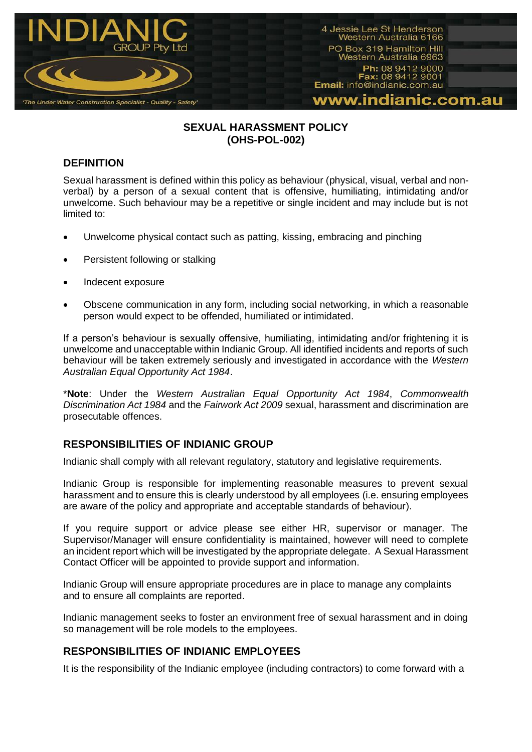# SEXUAL HARASSMENT POLICY (OHS-POL-002)

## DEFINITION

Sexual harassment is defined within this policy as behaviour (physical, visual, verbal and non-verbal) by a person of a sexual content that is offensive, humiliating, intimidating and/or unwelcome. Such behaviour may be a repetitive or single incident and may include but is not limited to:

- Unwelcome physical contact such as patting, kissing, embracing and pinching
- Persistent following or stalking
- Indecent exposure
- Obscene communication in any form, including social networking, in which a reasonable person would expect to be offended, humiliated or intimidated.

If a person's behaviour is sexually offensive, humiliating, intimidating and/or frightening it is unwelcome and unacceptable within Indianic Group. All identified incidents and reports of such behaviour will be taken extremely seriously and investigated in accordance with the *Western Australian Equal Opportunity Act 1984*.

\***Note**: Under the *Western Australian Equal Opportunity Act 1984*, *Commonwealth Discrimination Act 1984* and the *Fairwork Act 2009* sexual, harassment and discrimination are prosecutable offences.

## RESPONSIBILITIES OF INDIANIC GROUP

Indianic shall comply with all relevant regulatory, statutory and legislative requirements.

Indianic Group is responsible for implementing reasonable measures to prevent sexual harassment and to ensure this is clearly understood by all employees (i.e. ensuring employees are aware of the policy and appropriate and acceptable standards of behaviour).

If you require support or advice please see either HR, supervisor or manager. The Supervisor/Manager will ensure confidentiality is maintained, however will need to complete an incident report which will be investigated by the appropriate delegate. A Sexual Harassment Contact Officer will be appointed to provide support and information.

Indianic Group will ensure appropriate procedures are in place to manage any complaints and to ensure all complaints are reported.

Indianic management seeks to foster an environment free of sexual harassment and in doing so management will be role models to the employees.

## RESPONSIBILITIES OF INDIANIC EMPLOYEES

It is the responsibility of the Indianic employee (including contractors) to come forward with a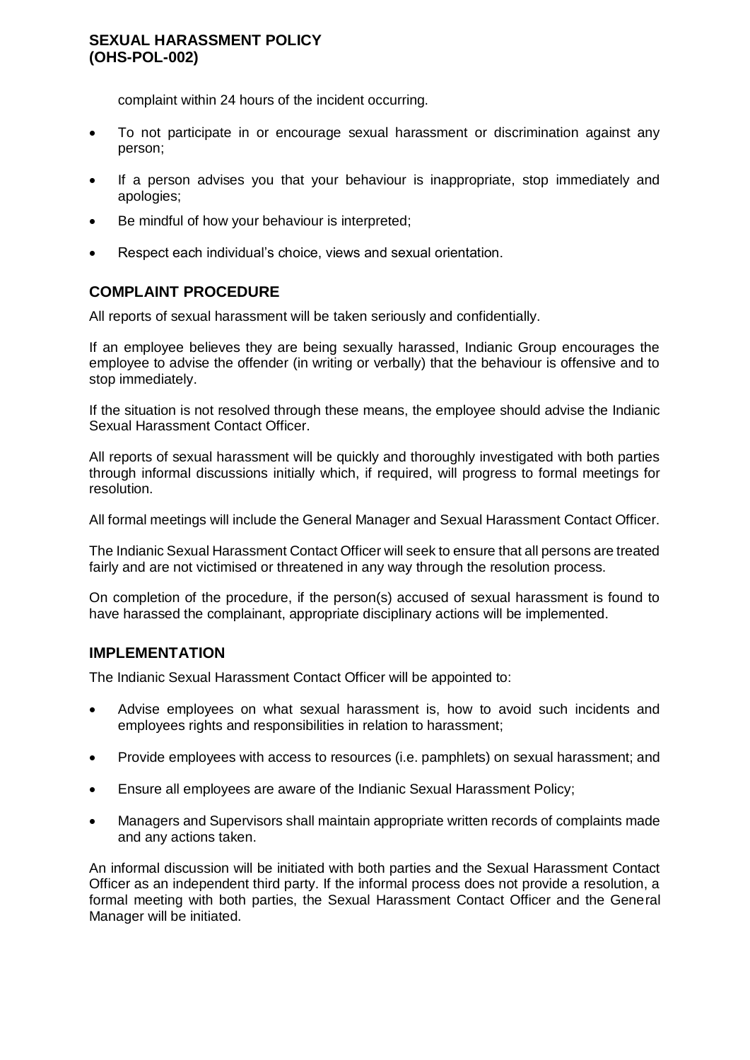complaint within 24 hours of the incident occurring.

- To not participate in or encourage sexual harassment or discrimination against any person;
- If a person advises you that your behaviour is inappropriate, stop immediately and apologies;
- Be mindful of how your behaviour is interpreted;
- Respect each individual's choice, views and sexual orientation.

## COMPLAINT PROCEDURE

All reports of sexual harassment will be taken seriously and confidentially.

If an employee believes they are being sexually harassed, Indianic Group encourages the employee to advise the offender (in writing or verbally) that the behaviour is offensive and to stop immediately.

If the situation is not resolved through these means, the employee should advise the Indianic Sexual Harassment Contact Officer.

All reports of sexual harassment will be quickly and thoroughly investigated with both parties through informal discussions initially which, if required, will progress to formal meetings for resolution.

All formal meetings will include the General Manager and Sexual Harassment Contact Officer.

The Indianic Sexual Harassment Contact Officer will seek to ensure that all persons are treated fairly and are not victimised or threatened in any way through the resolution process.

On completion of the procedure, if the person(s) accused of sexual harassment is found to have harassed the complainant, appropriate disciplinary actions will be implemented.

## IMPLEMENTATION

The Indianic Sexual Harassment Contact Officer will be appointed to:

- Advise employees on what sexual harassment is, how to avoid such incidents and employees rights and responsibilities in relation to harassment;
- Provide employees with access to resources (i.e. pamphlets) on sexual harassment; and
- Ensure all employees are aware of the Indianic Sexual Harassment Policy;
- Managers and Supervisors shall maintain appropriate written records of complaints made and any actions taken.

An informal discussion will be initiated with both parties and the Sexual Harassment Contact Officer as an independent third party. If the informal process does not provide a resolution, a formal meeting with both parties, the Sexual Harassment Contact Officer and the General Manager will be initiated.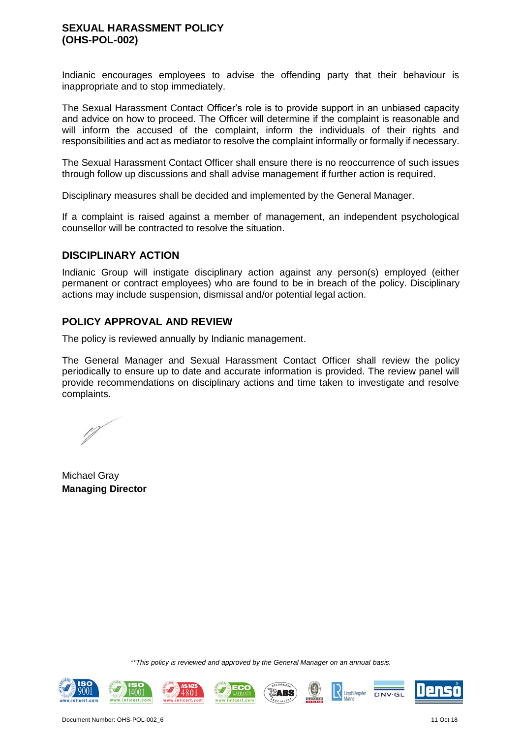Indianic encourages employees to advise the offending party that their behaviour is inappropriate and to stop immediately.

The Sexual Harassment Contact Officer's role is to provide support in an unbiased capacity and advice on how to proceed. The Officer will determine if the complaint is reasonable and will inform the accused of the complaint, inform the individuals of their rights and responsibilities and act as mediator to resolve the complaint informally or formally if necessary.

The Sexual Harassment Contact Officer shall ensure there is no reoccurrence of such issues through follow up discussions and shall advise management if further action is required.

Disciplinary measures shall be decided and implemented by the General Manager.

If a complaint is raised against a member of management, an independent psychological counsellor will be contracted to resolve the situation.

## DISCIPLINARY ACTION

Indianic Group will instigate disciplinary action against any person(s) employed (either permanent or contract employees) who are found to be in breach of the policy. Disciplinary actions may include suspension, dismissal and/or potential legal action.

## POLICY APPROVAL AND REVIEW

The policy is reviewed annually by Indianic management.

The General Manager and Sexual Harassment Contact Officer shall review the policy periodically to ensure up to date and accurate information is provided. The review panel will provide recommendations on disciplinary actions and time taken to investigate and resolve complaints.

Michael Gray
**Managing Director**

*\*\*This policy is reviewed and approved by the General Manager on an annual basis.*